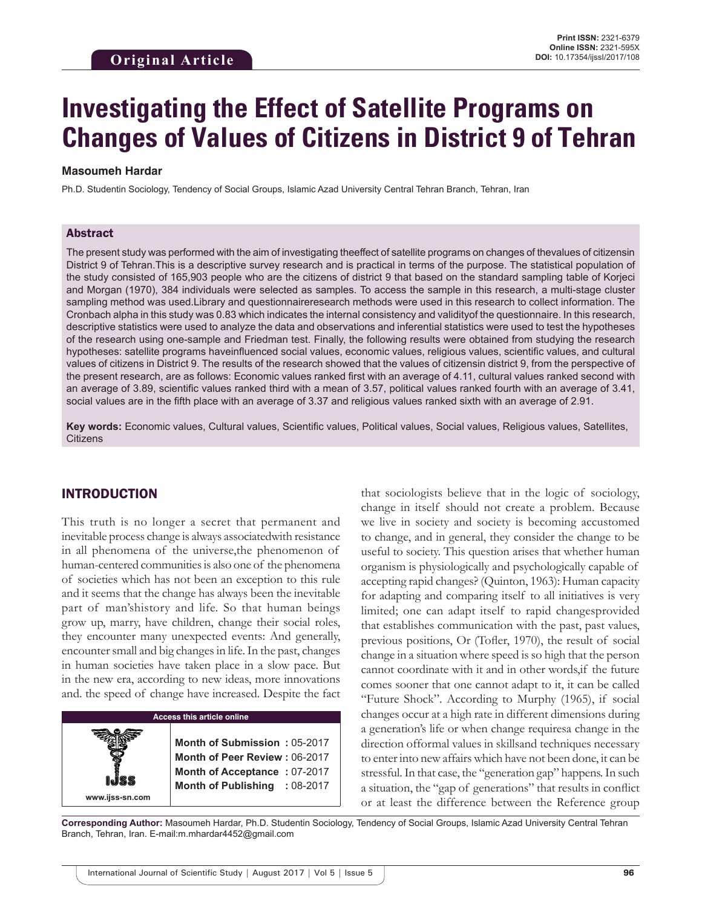Original Article

# Investigating the Effect of Satellite Programs on Changes of Values of Citizens in District 9 of Tehran

**Masoumeh Hardar**

Ph.D. Studentin Sociology, Tendency of Social Groups, Islamic Azad University Central Tehran Branch, Tehran, Iran

## Abstract

The present study was performed with the aim of investigating theeffect of satellite programs on changes of thevalues of citizensin District 9 of Tehran.This is a descriptive survey research and is practical in terms of the purpose. The statistical population of the study consisted of 165,903 people who are the citizens of district 9 that based on the standard sampling table of Korjeci and Morgan (1970), 384 individuals were selected as samples. To access the sample in this research, a multi-stage cluster sampling method was used.Library and questionnaireresearch methods were used in this research to collect information. The Cronbach alpha in this study was 0.83 which indicates the internal consistency and validityof the questionnaire. In this research, descriptive statistics were used to analyze the data and observations and inferential statistics were used to test the hypotheses of the research using one-sample and Friedman test. Finally, the following results were obtained from studying the research hypotheses: satellite programs haveinfluenced social values, economic values, religious values, scientific values, and cultural values of citizens in District 9. The results of the research showed that the values of citizensin district 9, from the perspective of the present research, are as follows: Economic values ranked first with an average of 4.11, cultural values ranked second with an average of 3.89, scientific values ranked third with a mean of 3.57, political values ranked fourth with an average of 3.41, social values are in the fifth place with an average of 3.37 and religious values ranked sixth with an average of 2.91.

**Key words:** Economic values, Cultural values, Scientific values, Political values, Social values, Religious values, Satellites, Citizens

## INTRODUCTION

This truth is no longer a secret that permanent and inevitable process change is always associatedwith resistance in all phenomena of the universe,the phenomenon of human-centered communities is also one of the phenomena of societies which has not been an exception to this rule and it seems that the change has always been the inevitable part of man'shistory and life. So that human beings grow up, marry, have children, change their social roles, they encounter many unexpected events: And generally, encounter small and big changes in life. In the past, changes in human societies have taken place in a slow pace. But in the new era, according to new ideas, more innovations and. the speed of change have increased. Despite the fact that sociologists believe that in the logic of sociology, change in itself should not create a problem. Because we live in society and society is becoming accustomed to change, and in general, they consider the change to be useful to society. This question arises that whether human organism is physiologically and psychologically capable of accepting rapid changes? (Quinton, 1963): Human capacity for adapting and comparing itself to all initiatives is very limited; one can adapt itself to rapid changesprovided that establishes communication with the past, past values, previous positions, Or (Tofler, 1970), the result of social change in a situation where speed is so high that the person cannot coordinate with it and in other words,if the future comes sooner that one cannot adapt to it, it can be called "Future Shock". According to Murphy (1965), if social changes occur at a high rate in different dimensions during a generation's life or when change requiresa change in the direction offormal values in skillsand techniques necessary to enter into new affairs which have not been done, it can be stressful. In that case, the "generation gap" happens. In such a situation, the "gap of generations" that results in conflict or at least the difference between the Reference group

| Access this article online | |
|---|---|
| www.ijss-sn.com | **Month of Submission :** 05-2017<br>**Month of Peer Review :** 06-2017<br>**Month of Acceptance :** 07-2017<br>**Month of Publishing :** 08-2017 |

**Corresponding Author:** Masoumeh Hardar, Ph.D. Studentin Sociology, Tendency of Social Groups, Islamic Azad University Central Tehran Branch, Tehran, Iran. E-mail:m.mhardar4452@gmail.com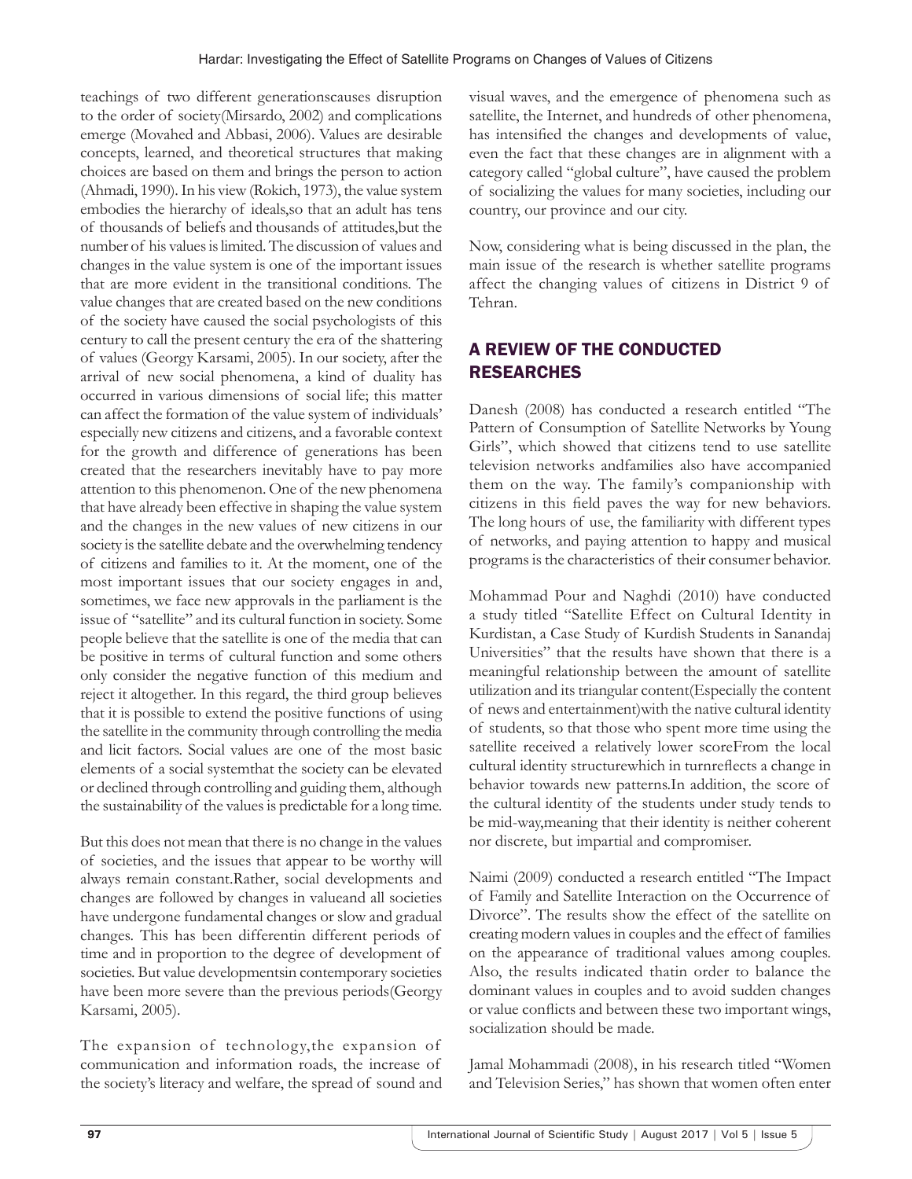teachings of two different generationscauses disruption to the order of society(Mirsardo, 2002) and complications emerge (Movahed and Abbasi, 2006). Values are desirable concepts, learned, and theoretical structures that making choices are based on them and brings the person to action (Ahmadi, 1990). In his view (Rokich, 1973), the value system embodies the hierarchy of ideals,so that an adult has tens of thousands of beliefs and thousands of attitudes,but the number of his values is limited. The discussion of values and changes in the value system is one of the important issues that are more evident in the transitional conditions. The value changes that are created based on the new conditions of the society have caused the social psychologists of this century to call the present century the era of the shattering of values (Georgy Karsami, 2005). In our society, after the arrival of new social phenomena, a kind of duality has occurred in various dimensions of social life; this matter can affect the formation of the value system of individuals' especially new citizens and citizens, and a favorable context for the growth and difference of generations has been created that the researchers inevitably have to pay more attention to this phenomenon. One of the new phenomena that have already been effective in shaping the value system and the changes in the new values of new citizens in our society is the satellite debate and the overwhelming tendency of citizens and families to it. At the moment, one of the most important issues that our society engages in and, sometimes, we face new approvals in the parliament is the issue of "satellite" and its cultural function in society. Some people believe that the satellite is one of the media that can be positive in terms of cultural function and some others only consider the negative function of this medium and reject it altogether. In this regard, the third group believes that it is possible to extend the positive functions of using the satellite in the community through controlling the media and licit factors. Social values are one of the most basic elements of a social systemthat the society can be elevated or declined through controlling and guiding them, although the sustainability of the values is predictable for a long time.

But this does not mean that there is no change in the values of societies, and the issues that appear to be worthy will always remain constant.Rather, social developments and changes are followed by changes in valueand all societies have undergone fundamental changes or slow and gradual changes. This has been differentin different periods of time and in proportion to the degree of development of societies. But value developmentsin contemporary societies have been more severe than the previous periods(Georgy Karsami, 2005).

The expansion of technology,the expansion of communication and information roads, the increase of the society's literacy and welfare, the spread of sound and visual waves, and the emergence of phenomena such as satellite, the Internet, and hundreds of other phenomena, has intensified the changes and developments of value, even the fact that these changes are in alignment with a category called "global culture", have caused the problem of socializing the values for many societies, including our country, our province and our city.

Now, considering what is being discussed in the plan, the main issue of the research is whether satellite programs affect the changing values of citizens in District 9 of Tehran.

## A REVIEW OF THE CONDUCTED RESEARCHES

Danesh (2008) has conducted a research entitled "The Pattern of Consumption of Satellite Networks by Young Girls", which showed that citizens tend to use satellite television networks andfamilies also have accompanied them on the way. The family's companionship with citizens in this field paves the way for new behaviors. The long hours of use, the familiarity with different types of networks, and paying attention to happy and musical programs is the characteristics of their consumer behavior.

Mohammad Pour and Naghdi (2010) have conducted a study titled "Satellite Effect on Cultural Identity in Kurdistan, a Case Study of Kurdish Students in Sanandaj Universities" that the results have shown that there is a meaningful relationship between the amount of satellite utilization and its triangular content(Especially the content of news and entertainment)with the native cultural identity of students, so that those who spent more time using the satellite received a relatively lower scoreFrom the local cultural identity structurewhich in turnreflects a change in behavior towards new patterns.In addition, the score of the cultural identity of the students under study tends to be mid-way,meaning that their identity is neither coherent nor discrete, but impartial and compromiser.

Naimi (2009) conducted a research entitled "The Impact of Family and Satellite Interaction on the Occurrence of Divorce". The results show the effect of the satellite on creating modern values in couples and the effect of families on the appearance of traditional values among couples. Also, the results indicated thatin order to balance the dominant values in couples and to avoid sudden changes or value conflicts and between these two important wings, socialization should be made.

Jamal Mohammadi (2008), in his research titled "Women and Television Series," has shown that women often enter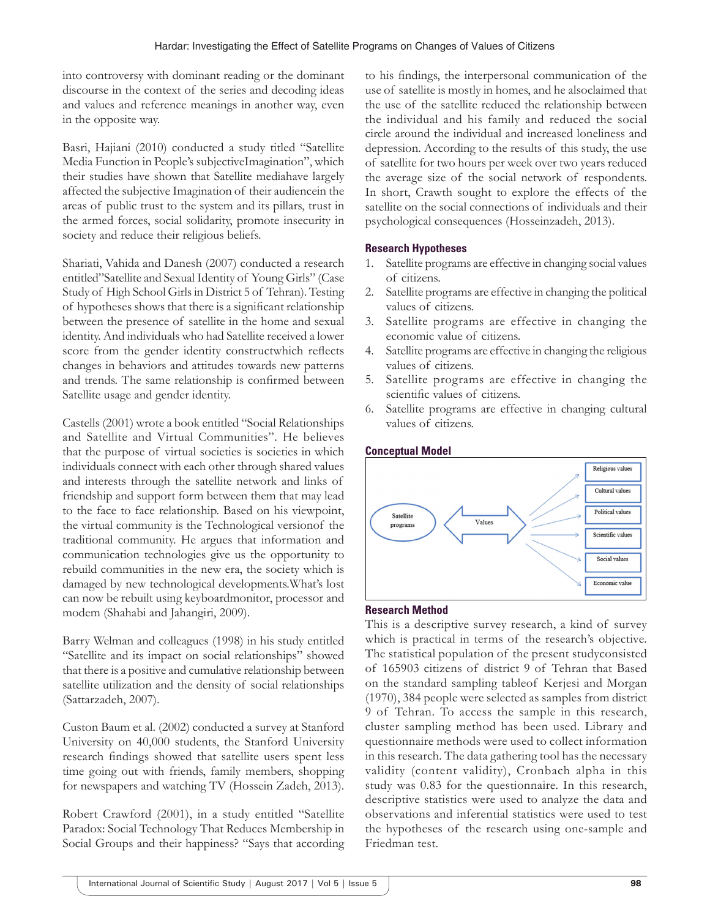into controversy with dominant reading or the dominant discourse in the context of the series and decoding ideas and values and reference meanings in another way, even in the opposite way.

Basri, Hajiani (2010) conducted a study titled "Satellite Media Function in People's subjectiveImagination", which their studies have shown that Satellite mediahave largely affected the subjective Imagination of their audiencein the areas of public trust to the system and its pillars, trust in the armed forces, social solidarity, promote insecurity in society and reduce their religious beliefs.

Shariati, Vahida and Danesh (2007) conducted a research entitled"Satellite and Sexual Identity of Young Girls" (Case Study of High School Girls in District 5 of Tehran). Testing of hypotheses shows that there is a significant relationship between the presence of satellite in the home and sexual identity. And individuals who had Satellite received a lower score from the gender identity constructwhich reflects changes in behaviors and attitudes towards new patterns and trends. The same relationship is confirmed between Satellite usage and gender identity.

Castells (2001) wrote a book entitled "Social Relationships and Satellite and Virtual Communities". He believes that the purpose of virtual societies is societies in which individuals connect with each other through shared values and interests through the satellite network and links of friendship and support form between them that may lead to the face to face relationship. Based on his viewpoint, the virtual community is the Technological versionof the traditional community. He argues that information and communication technologies give us the opportunity to rebuild communities in the new era, the society which is damaged by new technological developments.What's lost can now be rebuilt using keyboardmonitor, processor and modem (Shahabi and Jahangiri, 2009).

Barry Welman and colleagues (1998) in his study entitled "Satellite and its impact on social relationships" showed that there is a positive and cumulative relationship between satellite utilization and the density of social relationships (Sattarzadeh, 2007).

Custon Baum et al. (2002) conducted a survey at Stanford University on 40,000 students, the Stanford University research findings showed that satellite users spent less time going out with friends, family members, shopping for newspapers and watching TV (Hossein Zadeh, 2013).

Robert Crawford (2001), in a study entitled "Satellite Paradox: Social Technology That Reduces Membership in Social Groups and their happiness? "Says that according to his findings, the interpersonal communication of the use of satellite is mostly in homes, and he alsoclaimed that the use of the satellite reduced the relationship between the individual and his family and reduced the social circle around the individual and increased loneliness and depression. According to the results of this study, the use of satellite for two hours per week over two years reduced the average size of the social network of respondents. In short, Crawth sought to explore the effects of the satellite on the social connections of individuals and their psychological consequences (Hosseinzadeh, 2013).

### Research Hypotheses

1. Satellite programs are effective in changing social values of citizens.
2. Satellite programs are effective in changing the political values of citizens.
3. Satellite programs are effective in changing the economic value of citizens.
4. Satellite programs are effective in changing the religious values of citizens.
5. Satellite programs are effective in changing the scientific values of citizens.
6. Satellite programs are effective in changing cultural values of citizens.

### Conceptual Model

Satellite programs ⟷ Values → Religious values, Cultural values, Political values, Scientific values, Social values, Economic value

### Research Method

This is a descriptive survey research, a kind of survey which is practical in terms of the research's objective. The statistical population of the present studyconsisted of 165903 citizens of district 9 of Tehran that Based on the standard sampling tableof Kerjesi and Morgan (1970), 384 people were selected as samples from district 9 of Tehran. To access the sample in this research, cluster sampling method has been used. Library and questionnaire methods were used to collect information in this research. The data gathering tool has the necessary validity (content validity), Cronbach alpha in this study was 0.83 for the questionnaire. In this research, descriptive statistics were used to analyze the data and observations and inferential statistics were used to test the hypotheses of the research using one-sample and Friedman test.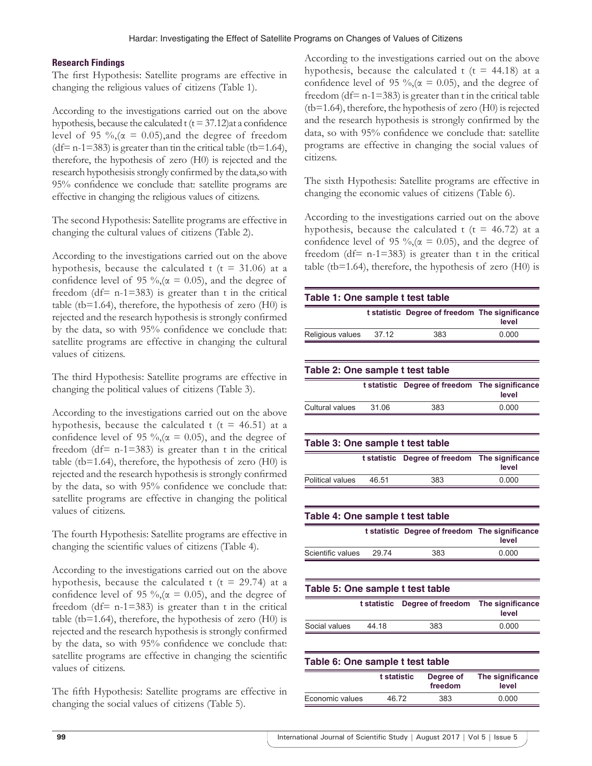### Research Findings

The first Hypothesis: Satellite programs are effective in changing the religious values of citizens (Table 1).

According to the investigations carried out on the above hypothesis, because the calculated t (t = 37.12)at a confidence level of 95 %,(α = 0.05),and the degree of freedom (df= n-1=383) is greater than tin the critical table (tb=1.64), therefore, the hypothesis of zero (H0) is rejected and the research hypothesisis strongly confirmed by the data,so with 95% confidence we conclude that: satellite programs are effective in changing the religious values of citizens.

The second Hypothesis: Satellite programs are effective in changing the cultural values of citizens (Table 2).

According to the investigations carried out on the above hypothesis, because the calculated t (t = 31.06) at a confidence level of 95 %,(α = 0.05), and the degree of freedom (df= n-1=383) is greater than t in the critical table (tb=1.64), therefore, the hypothesis of zero (H0) is rejected and the research hypothesis is strongly confirmed by the data, so with 95% confidence we conclude that: satellite programs are effective in changing the cultural values of citizens.

The third Hypothesis: Satellite programs are effective in changing the political values of citizens (Table 3).

According to the investigations carried out on the above hypothesis, because the calculated t (t = 46.51) at a confidence level of 95 %,(α = 0.05), and the degree of freedom (df= n-1=383) is greater than t in the critical table (tb=1.64), therefore, the hypothesis of zero (H0) is rejected and the research hypothesis is strongly confirmed by the data, so with 95% confidence we conclude that: satellite programs are effective in changing the political values of citizens.

The fourth Hypothesis: Satellite programs are effective in changing the scientific values of citizens (Table 4).

According to the investigations carried out on the above hypothesis, because the calculated t (t = 29.74) at a confidence level of 95 %,(α = 0.05), and the degree of freedom (df= n-1=383) is greater than t in the critical table (tb=1.64), therefore, the hypothesis of zero (H0) is rejected and the research hypothesis is strongly confirmed by the data, so with 95% confidence we conclude that: satellite programs are effective in changing the scientific values of citizens.

The fifth Hypothesis: Satellite programs are effective in changing the social values of citizens (Table 5).

According to the investigations carried out on the above hypothesis, because the calculated t (t = 44.18) at a confidence level of 95 %,(α = 0.05), and the degree of freedom (df= n-1=383) is greater than t in the critical table (tb=1.64), therefore, the hypothesis of zero (H0) is rejected and the research hypothesis is strongly confirmed by the data, so with 95% confidence we conclude that: satellite programs are effective in changing the social values of citizens.

The sixth Hypothesis: Satellite programs are effective in changing the economic values of citizens (Table 6).

According to the investigations carried out on the above hypothesis, because the calculated t (t = 46.72) at a confidence level of 95 %,(α = 0.05), and the degree of freedom (df= n-1=383) is greater than t in the critical table (tb=1.64), therefore, the hypothesis of zero (H0) is

**Table 1: One sample t test table**

| | t statistic | Degree of freedom | The significance level |
|---|---|---|---|
| Religious values | 37.12 | 383 | 0.000 |

**Table 2: One sample t test table**

| | t statistic | Degree of freedom | The significance level |
|---|---|---|---|
| Cultural values | 31.06 | 383 | 0.000 |

**Table 3: One sample t test table**

| | t statistic | Degree of freedom | The significance level |
|---|---|---|---|
| Political values | 46.51 | 383 | 0.000 |

**Table 4: One sample t test table**

| | t statistic | Degree of freedom | The significance level |
|---|---|---|---|
| Scientific values | 29.74 | 383 | 0.000 |

**Table 5: One sample t test table**

| | t statistic | Degree of freedom | The significance level |
|---|---|---|---|
| Social values | 44.18 | 383 | 0.000 |

**Table 6: One sample t test table**

| | t statistic | Degree of freedom | The significance level |
|---|---|---|---|
| Economic values | 46.72 | 383 | 0.000 |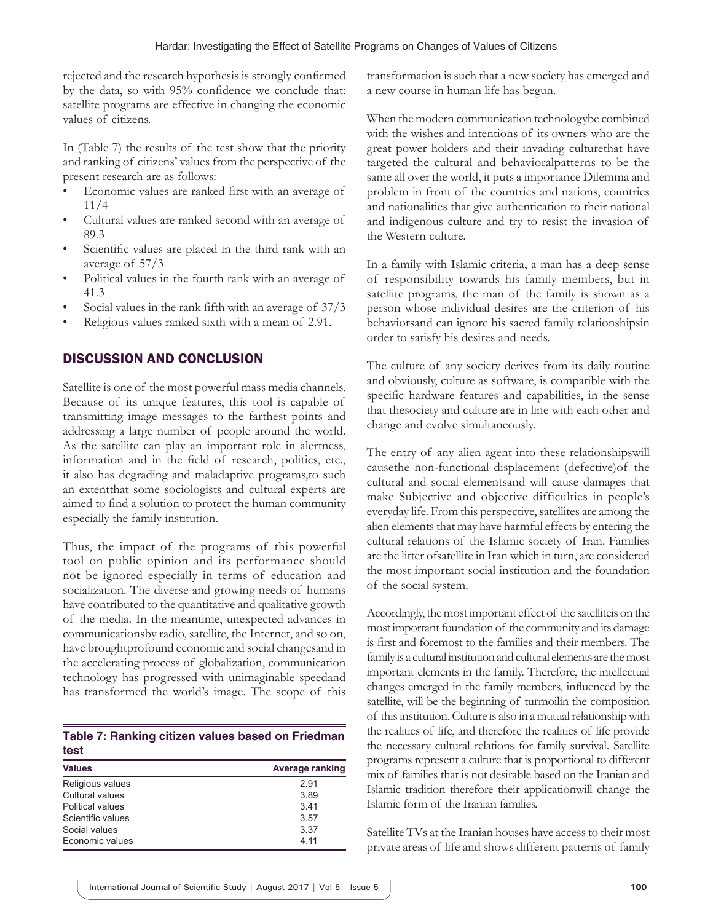rejected and the research hypothesis is strongly confirmed by the data, so with 95% confidence we conclude that: satellite programs are effective in changing the economic values of citizens.

In (Table 7) the results of the test show that the priority and ranking of citizens' values from the perspective of the present research are as follows:

- Economic values are ranked first with an average of 11/4
- Cultural values are ranked second with an average of 89.3
- Scientific values are placed in the third rank with an average of 57/3
- Political values in the fourth rank with an average of 41.3
- Social values in the rank fifth with an average of 37/3
- Religious values ranked sixth with a mean of 2.91.

**Table 7: Ranking citizen values based on Friedman test**

| Values | Average ranking |
|---|---|
| Religious values | 2.91 |
| Cultural values | 3.89 |
| Political values | 3.41 |
| Scientific values | 3.57 |
| Social values | 3.37 |
| Economic values | 4.11 |

## DISCUSSION AND CONCLUSION

Satellite is one of the most powerful mass media channels. Because of its unique features, this tool is capable of transmitting image messages to the farthest points and addressing a large number of people around the world. As the satellite can play an important role in alertness, information and in the field of research, politics, etc., it also has degrading and maladaptive programs,to such an extentthat some sociologists and cultural experts are aimed to find a solution to protect the human community especially the family institution.

Thus, the impact of the programs of this powerful tool on public opinion and its performance should not be ignored especially in terms of education and socialization. The diverse and growing needs of humans have contributed to the quantitative and qualitative growth of the media. In the meantime, unexpected advances in communicationsby radio, satellite, the Internet, and so on, have broughtprofound economic and social changesand in the accelerating process of globalization, communication technology has progressed with unimaginable speedand has transformed the world's image. The scope of this transformation is such that a new society has emerged and a new course in human life has begun.

When the modern communication technologybe combined with the wishes and intentions of its owners who are the great power holders and their invading culturethat have targeted the cultural and behavioralpatterns to be the same all over the world, it puts a importance Dilemma and problem in front of the countries and nations, countries and nationalities that give authentication to their national and indigenous culture and try to resist the invasion of the Western culture.

In a family with Islamic criteria, a man has a deep sense of responsibility towards his family members, but in satellite programs, the man of the family is shown as a person whose individual desires are the criterion of his behaviorsand can ignore his sacred family relationshipsin order to satisfy his desires and needs.

The culture of any society derives from its daily routine and obviously, culture as software, is compatible with the specific hardware features and capabilities, in the sense that thesociety and culture are in line with each other and change and evolve simultaneously.

The entry of any alien agent into these relationshipswill causethe non-functional displacement (defective)of the cultural and social elementsand will cause damages that make Subjective and objective difficulties in people's everyday life. From this perspective, satellites are among the alien elements that may have harmful effects by entering the cultural relations of the Islamic society of Iran. Families are the litter ofsatellite in Iran which in turn, are considered the most important social institution and the foundation of the social system.

Accordingly, the most important effect of the satelliteis on the most important foundation of the community and its damage is first and foremost to the families and their members. The family is a cultural institution and cultural elements are the most important elements in the family. Therefore, the intellectual changes emerged in the family members, influenced by the satellite, will be the beginning of turmoilin the composition of this institution. Culture is also in a mutual relationship with the realities of life, and therefore the realities of life provide the necessary cultural relations for family survival. Satellite programs represent a culture that is proportional to different mix of families that is not desirable based on the Iranian and Islamic tradition therefore their applicationwill change the Islamic form of the Iranian families.

Satellite TVs at the Iranian houses have access to their most private areas of life and shows different patterns of family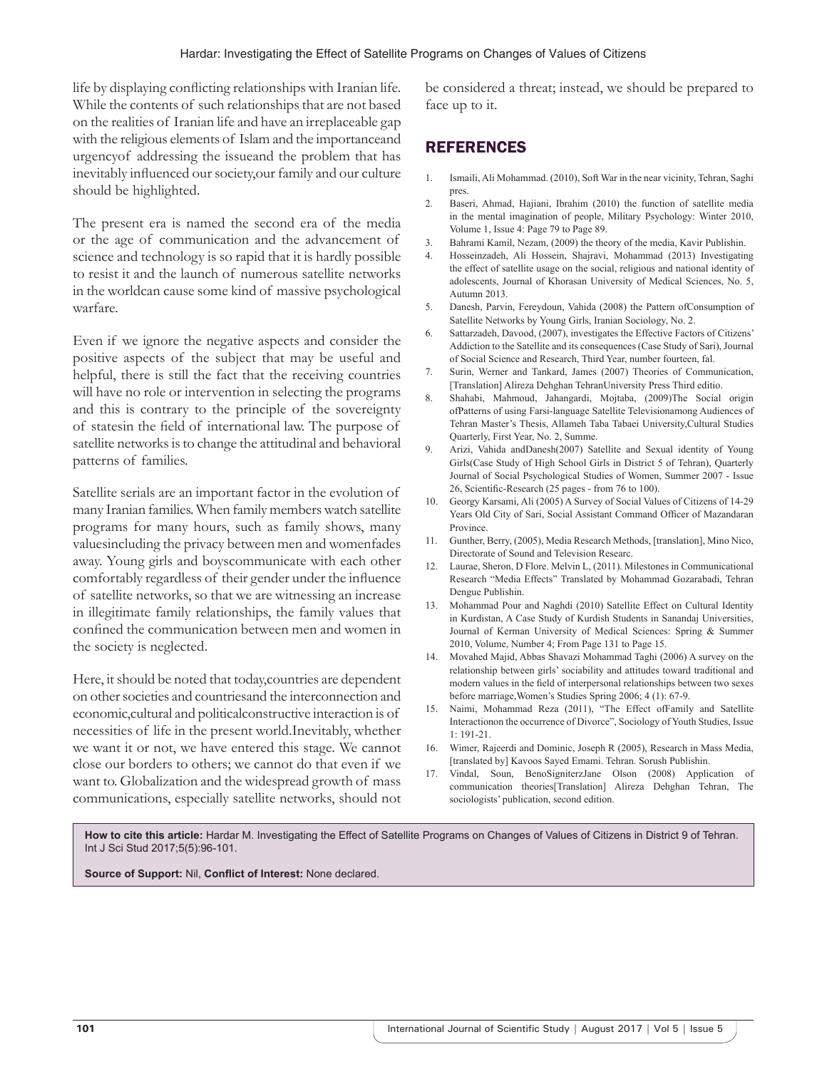life by displaying conflicting relationships with Iranian life. While the contents of such relationships that are not based on the realities of Iranian life and have an irreplaceable gap with the religious elements of Islam and the importanceand urgencyof addressing the issueand the problem that has inevitably influenced our society,our family and our culture should be highlighted.

The present era is named the second era of the media or the age of communication and the advancement of science and technology is so rapid that it is hardly possible to resist it and the launch of numerous satellite networks in the worldcan cause some kind of massive psychological warfare.

Even if we ignore the negative aspects and consider the positive aspects of the subject that may be useful and helpful, there is still the fact that the receiving countries will have no role or intervention in selecting the programs and this is contrary to the principle of the sovereignty of statesin the field of international law. The purpose of satellite networks is to change the attitudinal and behavioral patterns of families.

Satellite serials are an important factor in the evolution of many Iranian families. When family members watch satellite programs for many hours, such as family shows, many valuesincluding the privacy between men and womenfades away. Young girls and boyscommunicate with each other comfortably regardless of their gender under the influence of satellite networks, so that we are witnessing an increase in illegitimate family relationships, the family values that confined the communication between men and women in the society is neglected.

Here, it should be noted that today,countries are dependent on other societies and countriesand the interconnection and economic,cultural and politicalconstructive interaction is of necessities of life in the present world.Inevitably, whether we want it or not, we have entered this stage. We cannot close our borders to others; we cannot do that even if we want to. Globalization and the widespread growth of mass communications, especially satellite networks, should not be considered a threat; instead, we should be prepared to face up to it.

## REFERENCES

1. Ismaili, Ali Mohammad. (2010), Soft War in the near vicinity, Tehran, Saghi pres.
2. Baseri, Ahmad, Hajiani, Ibrahim (2010) the function of satellite media in the mental imagination of people, Military Psychology: Winter 2010, Volume 1, Issue 4: Page 79 to Page 89.
3. Bahrami Kamil, Nezam, (2009) the theory of the media, Kavir Publishin.
4. Hosseinzadeh, Ali Hossein, Shajravi, Mohammad (2013) Investigating the effect of satellite usage on the social, religious and national identity of adolescents, Journal of Khorasan University of Medical Sciences, No. 5, Autumn 2013.
5. Danesh, Parvin, Fereydoun, Vahida (2008) the Pattern ofConsumption of Satellite Networks by Young Girls, Iranian Sociology, No. 2.
6. Sattarzadeh, Davood, (2007), investigates the Effective Factors of Citizens' Addiction to the Satellite and its consequences (Case Study of Sari), Journal of Social Science and Research, Third Year, number fourteen, fal.
7. Surin, Werner and Tankard, James (2007) Theories of Communication, [Translation] Alireza Dehghan TehranUniversity Press Third editio.
8. Shahabi, Mahmoud, Jahangardi, Mojtaba, (2009)The Social origin ofPatterns of using Farsi-language Satellite Televisionamong Audiences of Tehran Master's Thesis, Allameh Taba Tabaei University,Cultural Studies Quarterly, First Year, No. 2, Summe.
9. Arizi, Vahida andDanesh(2007) Satellite and Sexual identity of Young Girls(Case Study of High School Girls in District 5 of Tehran), Quarterly Journal of Social Psychological Studies of Women, Summer 2007 - Issue 26, Scientific-Research (25 pages - from 76 to 100).
10. Georgy Karsami, Ali (2005) A Survey of Social Values of Citizens of 14-29 Years Old City of Sari, Social Assistant Command Officer of Mazandaran Province.
11. Gunther, Berry, (2005), Media Research Methods, [translation], Mino Nico, Directorate of Sound and Television Researc.
12. Laurae, Sheron, D Flore. Melvin L, (2011). Milestones in Communicational Research "Media Effects" Translated by Mohammad Gozarabadi, Tehran Dengue Publishin.
13. Mohammad Pour and Naghdi (2010) Satellite Effect on Cultural Identity in Kurdistan, A Case Study of Kurdish Students in Sanandaj Universities, Journal of Kerman University of Medical Sciences: Spring & Summer 2010, Volume, Number 4; From Page 131 to Page 15.
14. Movahed Majid, Abbas Shavazi Mohammad Taghi (2006) A survey on the relationship between girls' sociability and attitudes toward traditional and modern values in the field of interpersonal relationships between two sexes before marriage,Women's Studies Spring 2006; 4 (1): 67-9.
15. Naimi, Mohammad Reza (2011), "The Effect ofFamily and Satellite Interactionon the occurrence of Divorce", Sociology of Youth Studies, Issue 1: 191-21.
16. Wimer, Rajeerdi and Dominic, Joseph R (2005), Research in Mass Media, [translated by] Kavoos Sayed Emami. Tehran. Sorush Publishin.
17. Vindal, Soun, BenoSigniterzJane Olson (2008) Application of communication theories[Translation] Alireza Dehghan Tehran, The sociologists' publication, second edition.

**How to cite this article:** Hardar M. Investigating the Effect of Satellite Programs on Changes of Values of Citizens in District 9 of Tehran. Int J Sci Stud 2017;5(5):96-101.

**Source of Support:** Nil, **Conflict of Interest:** None declared.